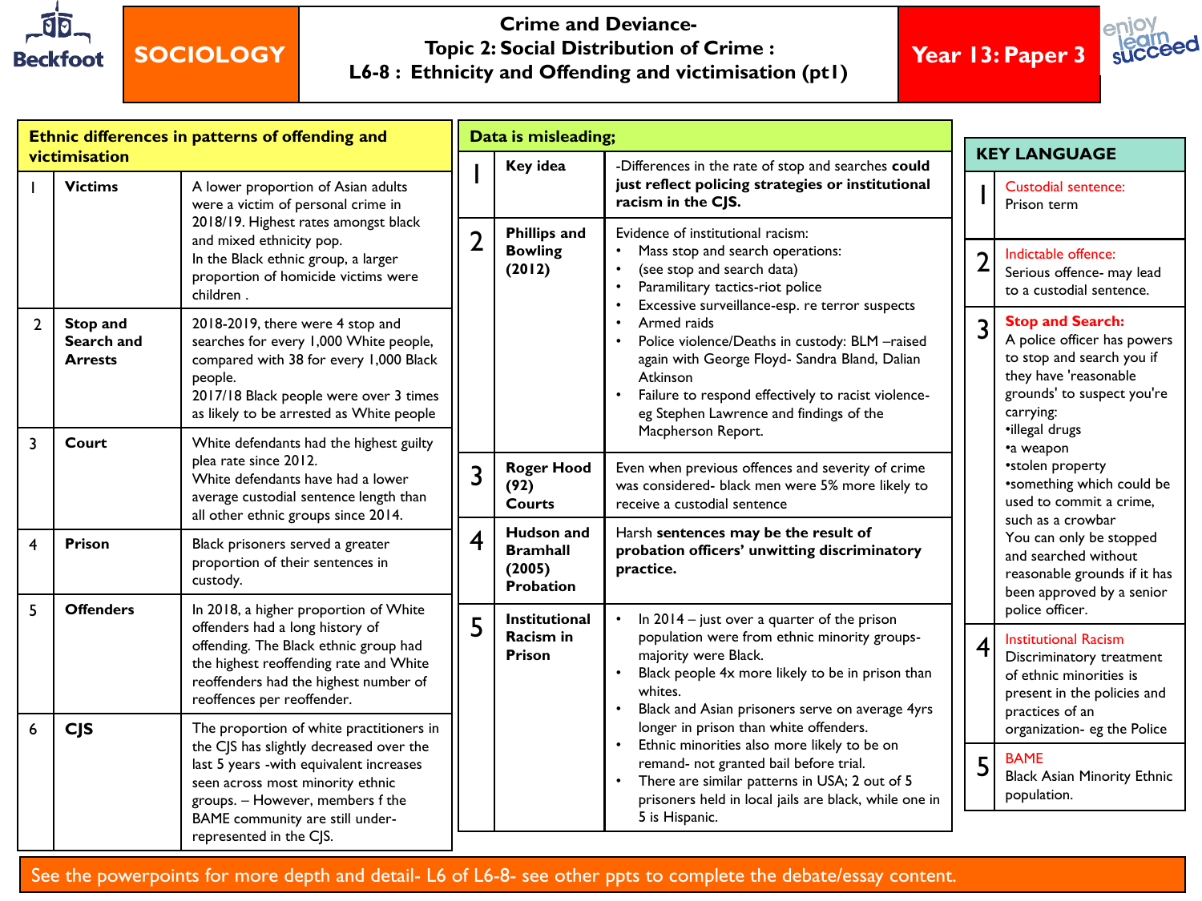# SOCIOLOGY

## Crime and Deviance- Topic 2: Social Distribution of Crime : L6-8 : Ethnicity and Offending and victimisation (pt1)

**Year 13: Paper 3**

### Ethnic differences in patterns of offending and victimisation

| | | |
|---|---|---|
| 1 | **Victims** | A lower proportion of Asian adults were a victim of personal crime in 2018/19. Highest rates amongst black and mixed ethnicity pop. In the Black ethnic group, a larger proportion of homicide victims were children . |
| 2 | **Stop and Search and Arrests** | 2018-2019, there were 4 stop and searches for every 1,000 White people, compared with 38 for every 1,000 Black people. 2017/18 Black people were over 3 times as likely to be arrested as White people |
| 3 | **Court** | White defendants had the highest guilty plea rate since 2012. White defendants have had a lower average custodial sentence length than all other ethnic groups since 2014. |
| 4 | **Prison** | Black prisoners served a greater proportion of their sentences in custody. |
| 5 | **Offenders** | In 2018, a higher proportion of White offenders had a long history of offending. The Black ethnic group had the highest reoffending rate and White reoffenders had the highest number of reoffences per reoffender. |
| 6 | **CJS** | The proportion of white practitioners in the CJS has slightly decreased over the last 5 years -with equivalent increases seen across most minority ethnic groups. – However, members f the BAME community are still under-represented in the CJS. |

### Data is misleading;

| | | |
|---|---|---|
| 1 | **Key idea** | -Differences in the rate of stop and searches **could just reflect policing strategies or institutional racism in the CJS.** |
| 2 | **Phillips and Bowling (2012)** | Evidence of institutional racism:<br>• Mass stop and search operations:<br>• (see stop and search data)<br>• Paramilitary tactics-riot police<br>• Excessive surveillance-esp. re terror suspects<br>• Armed raids<br>• Police violence/Deaths in custody: BLM –raised again with George Floyd- Sandra Bland, Dalian Atkinson<br>• Failure to respond effectively to racist violence- eg Stephen Lawrence and findings of the Macpherson Report. |
| 3 | **Roger Hood (92) Courts** | Even when previous offences and severity of crime was considered- black men were 5% more likely to receive a custodial sentence |
| 4 | **Hudson and Bramhall (2005) Probation** | Harsh **sentences may be the result of probation officers' unwitting discriminatory practice.** |
| 5 | **Institutional Racism in Prison** | • In 2014 – just over a quarter of the prison population were from ethnic minority groups- majority were Black.<br>• Black people 4x more likely to be in prison than whites.<br>• Black and Asian prisoners serve on average 4yrs longer in prison than white offenders.<br>• Ethnic minorities also more likely to be on remand- not granted bail before trial.<br>• There are similar patterns in USA; 2 out of 5 prisoners held in local jails are black, while one in 5 is Hispanic. |

### KEY LANGUAGE

| | |
|---|---|
| 1 | **Custodial sentence:** Prison term |
| 2 | **Indictable offence:** Serious offence- may lead to a custodial sentence. |
| 3 | **Stop and Search:** A police officer has powers to stop and search you if they have 'reasonable grounds' to suspect you're carrying:<br>•illegal drugs<br>•a weapon<br>•stolen property<br>•something which could be used to commit a crime, such as a crowbar<br>You can only be stopped and searched without reasonable grounds if it has been approved by a senior police officer. |
| 4 | **Institutional Racism** Discriminatory treatment of ethnic minorities is present in the policies and practices of an organization- eg the Police |
| 5 | **BAME** Black Asian Minority Ethnic population. |

See the powerpoints for more depth and detail- L6 of L6-8- see other ppts to complete the debate/essay content.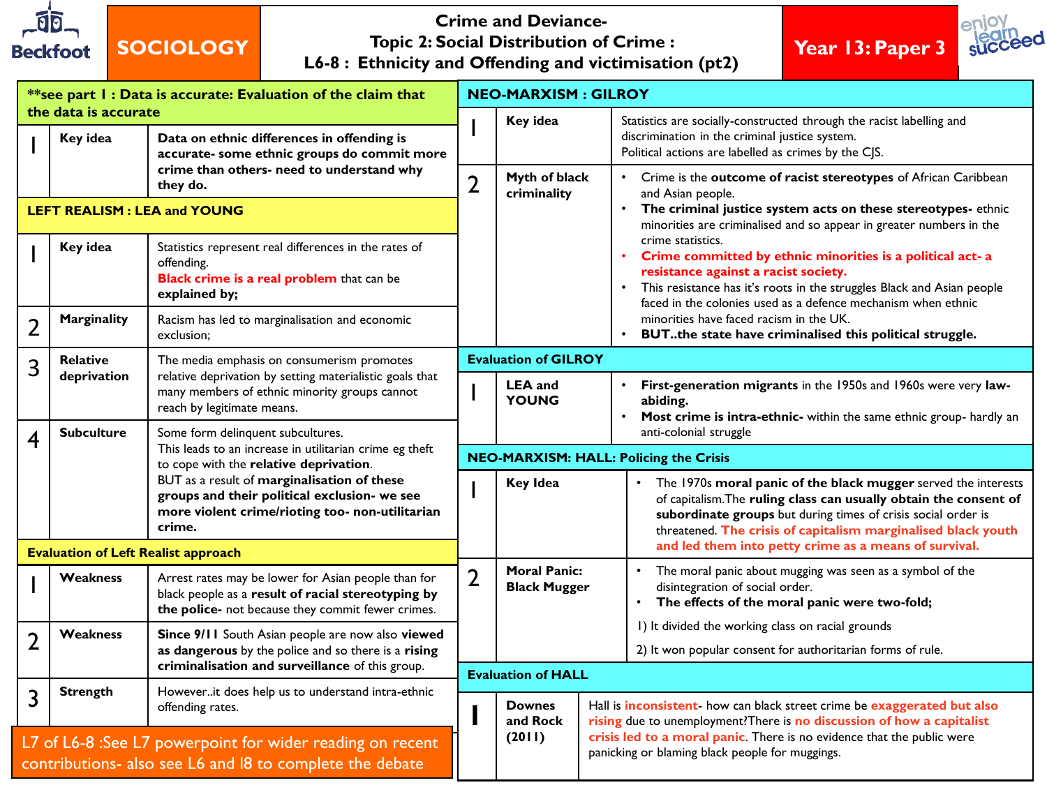# SOCIOLOGY

## Crime and Deviance- Topic 2: Social Distribution of Crime : L6-8 : Ethnicity and Offending and victimisation (pt2)

**Year 13: Paper 3**

### **see part 1 : Data is accurate: Evaluation of the claim that the data is accurate

| | | |
|---|---|---|
| 1 | **Key idea** | **Data on ethnic differences in offending is accurate- some ethnic groups do commit more crime than others- need to understand why they do.** |

### LEFT REALISM : LEA and YOUNG

| | | |
|---|---|---|
| 1 | **Key idea** | Statistics represent real differences in the rates of offending. **Black crime is a real problem** that can be **explained by;** |
| 2 | **Marginality** | Racism has led to marginalisation and economic exclusion; |
| 3 | **Relative deprivation** | The media emphasis on consumerism promotes relative deprivation by setting materialistic goals that many members of ethnic minority groups cannot reach by legitimate means. |
| 4 | **Subculture** | Some form delinquent subcultures. This leads to an increase in utilitarian crime eg theft to cope with the **relative deprivation**. BUT as a result of **marginalisation of these groups and their political exclusion- we see more violent crime/rioting too- non-utilitarian crime.** |

### Evaluation of Left Realist approach

| | | |
|---|---|---|
| 1 | **Weakness** | Arrest rates may be lower for Asian people than for black people as a **result of racial stereotyping by the police-** not because they commit fewer crimes. |
| 2 | **Weakness** | **Since 9/11** South Asian people are now also **viewed as dangerous** by the police and so there is a **rising criminalisation and surveillance** of this group. |
| 3 | **Strength** | However..it does help us to understand intra-ethnic offending rates. |

L7 of L6-8 :See L7 powerpoint for wider reading on recent contributions- also see L6 and l8 to complete the debate

### NEO-MARXISM : GILROY

| | | |
|---|---|---|
| 1 | **Key idea** | Statistics are socially-constructed through the racist labelling and discrimination in the criminal justice system. Political actions are labelled as crimes by the CJS. |
| 2 | **Myth of black criminality** | • Crime is the **outcome of racist stereotypes** of African Caribbean and Asian people.<br>• **The criminal justice system acts on these stereotypes-** ethnic minorities are criminalised and so appear in greater numbers in the crime statistics.<br>• **Crime committed by ethnic minorities is a political act- a resistance against a racist society.**<br>• This resistance has it's roots in the struggles Black and Asian people faced in the colonies used as a defence mechanism when ethnic minorities have faced racism in the UK.<br>• **BUT..the state have criminalised this political struggle.** |

### Evaluation of GILROY

| | | |
|---|---|---|
| 1 | **LEA and YOUNG** | • **First-generation migrants** in the 1950s and 1960s were very **law-abiding.**<br>• **Most crime is intra-ethnic-** within the same ethnic group- hardly an anti-colonial struggle |

### NEO-MARXISM: HALL: Policing the Crisis

| | | |
|---|---|---|
| 1 | **Key Idea** | • The 1970s **moral panic of the black mugger** served the interests of capitalism.The **ruling class can usually obtain the consent of subordinate groups** but during times of crisis social order is threatened. **The crisis of capitalism marginalised black youth and led them into petty crime as a means of survival.** |
| 2 | **Moral Panic: Black Mugger** | • The moral panic about mugging was seen as a symbol of the disintegration of social order.<br>• **The effects of the moral panic were two-fold;**<br>1) It divided the working class on racial grounds<br>2) It won popular consent for authoritarian forms of rule. |

### Evaluation of HALL

| | | |
|---|---|---|
| 1 | **Downes and Rock (2011)** | Hall is **inconsistent**- how can black street crime be **exaggerated but also rising** due to unemployment?There is **no discussion of how a capitalist crisis led to a moral panic**. There is no evidence that the public were panicking or blaming black people for muggings. |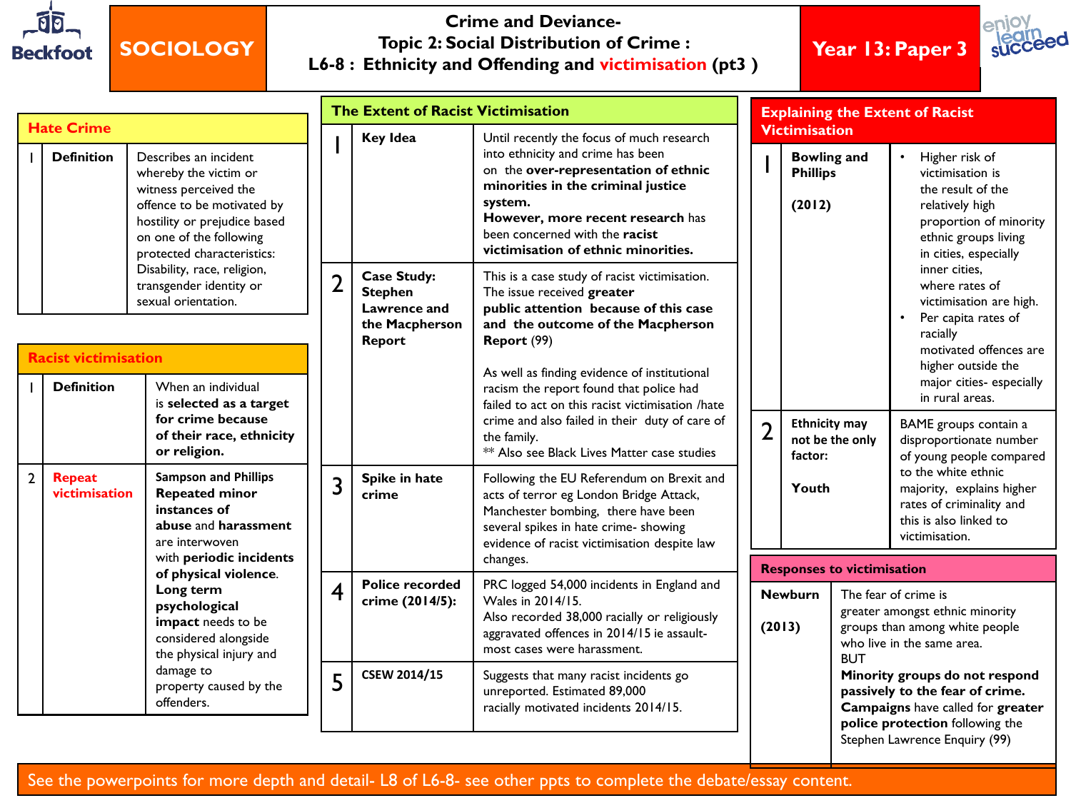# Crime and Deviance- Topic 2: Social Distribution of Crime : L6-8 : Ethnicity and Offending and victimisation (pt3 )

**SOCIOLOGY** | **Year 13: Paper 3**

## Hate Crime

| | | |
|---|---|---|
| 1 | **Definition** | Describes an incident whereby the victim or witness perceived the offence to be motivated by hostility or prejudice based on one of the following protected characteristics: Disability, race, religion, transgender identity or sexual orientation. |

## Racist victimisation

| | | |
|---|---|---|
| 1 | **Definition** | When an individual is **selected as a target for crime because of their race, ethnicity or religion.** |
| 2 | **Repeat victimisation** | Sampson and Phillips **Repeated minor instances of abuse** and **harassment** are interwoven with **periodic incidents of physical violence**. **Long term psychological impact** needs to be considered alongside the physical injury and damage to property caused by the offenders. |

## The Extent of Racist Victimisation

| | | |
|---|---|---|
| 1 | **Key Idea** | Until recently the focus of much research into ethnicity and crime has been on the **over-representation of ethnic minorities in the criminal justice system.** **However, more recent research** has been concerned with the **racist victimisation of ethnic minorities.** |
| 2 | **Case Study: Stephen Lawrence and the Macpherson Report** | This is a case study of racist victimisation. The issue received **greater public attention because of this case and the outcome of the Macpherson Report** (99)<br><br>As well as finding evidence of institutional racism the report found that police had failed to act on this racist victimisation /hate crime and also failed in their duty of care of the family.<br>** Also see Black Lives Matter case studies |
| 3 | **Spike in hate crime** | Following the EU Referendum on Brexit and acts of terror eg London Bridge Attack, Manchester bombing, there have been several spikes in hate crime- showing evidence of racist victimisation despite law changes. |
| 4 | **Police recorded crime (2014/5):** | PRC logged 54,000 incidents in England and Wales in 2014/15.<br>Also recorded 38,000 racially or religiously aggravated offences in 2014/15 ie assault- most cases were harassment. |
| 5 | **CSEW 2014/15** | Suggests that many racist incidents go unreported. Estimated 89,000 racially motivated incidents 2014/15. |

## Explaining the Extent of Racist Victimisation

| | | |
|---|---|---|
| 1 | **Bowling and Phillips (2012)** | • Higher risk of victimisation is the result of the relatively high proportion of minority ethnic groups living in cities, especially inner cities, where rates of victimisation are high.<br>• Per capita rates of racially motivated offences are higher outside the major cities- especially in rural areas. |
| 2 | **Ethnicity may not be the only factor:**<br><br>**Youth** | BAME groups contain a disproportionate number of young people compared to the white ethnic majority, explains higher rates of criminality and this is also linked to victimisation. |

## Responses to victimisation

| | |
|---|---|
| **Newburn (2013)** | The fear of crime is greater amongst ethnic minority groups than among white people who live in the same area.<br>BUT<br>**Minority groups do not respond passively to the fear of crime. Campaigns** have called for **greater police protection** following the Stephen Lawrence Enquiry (99) |

See the powerpoints for more depth and detail- L8 of L6-8- see other ppts to complete the debate/essay content.